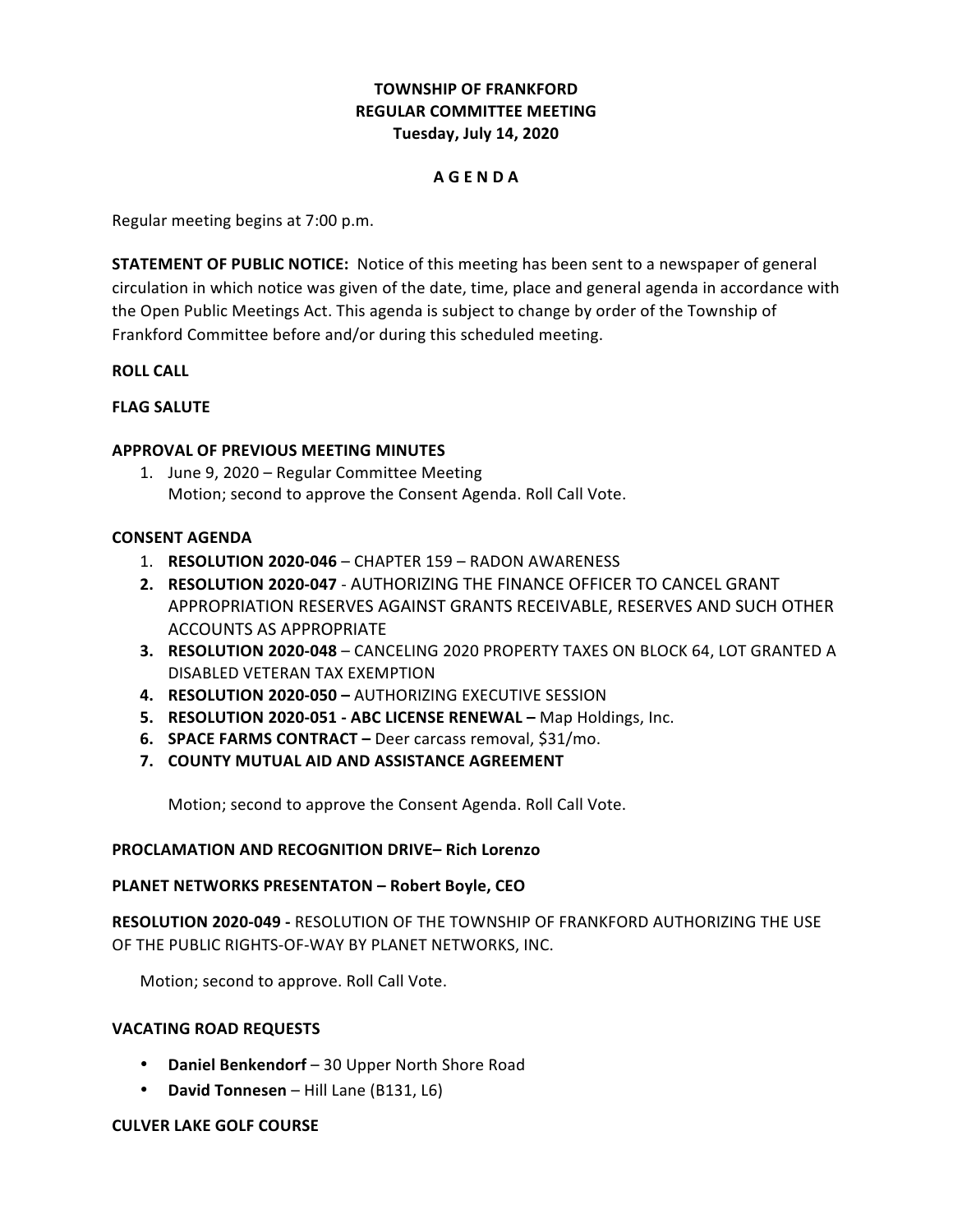**TOWNSHIP OF FRANKFORD**
**REGULAR COMMITTEE MEETING**
**Tuesday, July 14, 2020**

**A G E N D A**

Regular meeting begins at 7:00 p.m.

**STATEMENT OF PUBLIC NOTICE:** Notice of this meeting has been sent to a newspaper of general circulation in which notice was given of the date, time, place and general agenda in accordance with the Open Public Meetings Act. This agenda is subject to change by order of the Township of Frankford Committee before and/or during this scheduled meeting.

**ROLL CALL**

**FLAG SALUTE**

**APPROVAL OF PREVIOUS MEETING MINUTES**

1. June 9, 2020 – Regular Committee Meeting
   Motion; second to approve the Consent Agenda. Roll Call Vote.

**CONSENT AGENDA**

1. **RESOLUTION 2020-046** – CHAPTER 159 – RADON AWARENESS
2. **RESOLUTION 2020-047** - AUTHORIZING THE FINANCE OFFICER TO CANCEL GRANT APPROPRIATION RESERVES AGAINST GRANTS RECEIVABLE, RESERVES AND SUCH OTHER ACCOUNTS AS APPROPRIATE
3. **RESOLUTION 2020-048** – CANCELING 2020 PROPERTY TAXES ON BLOCK 64, LOT GRANTED A DISABLED VETERAN TAX EXEMPTION
4. **RESOLUTION 2020-050 –** AUTHORIZING EXECUTIVE SESSION
5. **RESOLUTION 2020-051 - ABC LICENSE RENEWAL –** Map Holdings, Inc.
6. **SPACE FARMS CONTRACT –** Deer carcass removal, $31/mo.
7. **COUNTY MUTUAL AID AND ASSISTANCE AGREEMENT**

   Motion; second to approve the Consent Agenda. Roll Call Vote.

**PROCLAMATION AND RECOGNITION DRIVE– Rich Lorenzo**

**PLANET NETWORKS PRESENTATON – Robert Boyle, CEO**

**RESOLUTION 2020-049 -** RESOLUTION OF THE TOWNSHIP OF FRANKFORD AUTHORIZING THE USE OF THE PUBLIC RIGHTS-OF-WAY BY PLANET NETWORKS, INC.

Motion; second to approve. Roll Call Vote.

**VACATING ROAD REQUESTS**

- **Daniel Benkendorf** – 30 Upper North Shore Road
- **David Tonnesen** – Hill Lane (B131, L6)

**CULVER LAKE GOLF COURSE**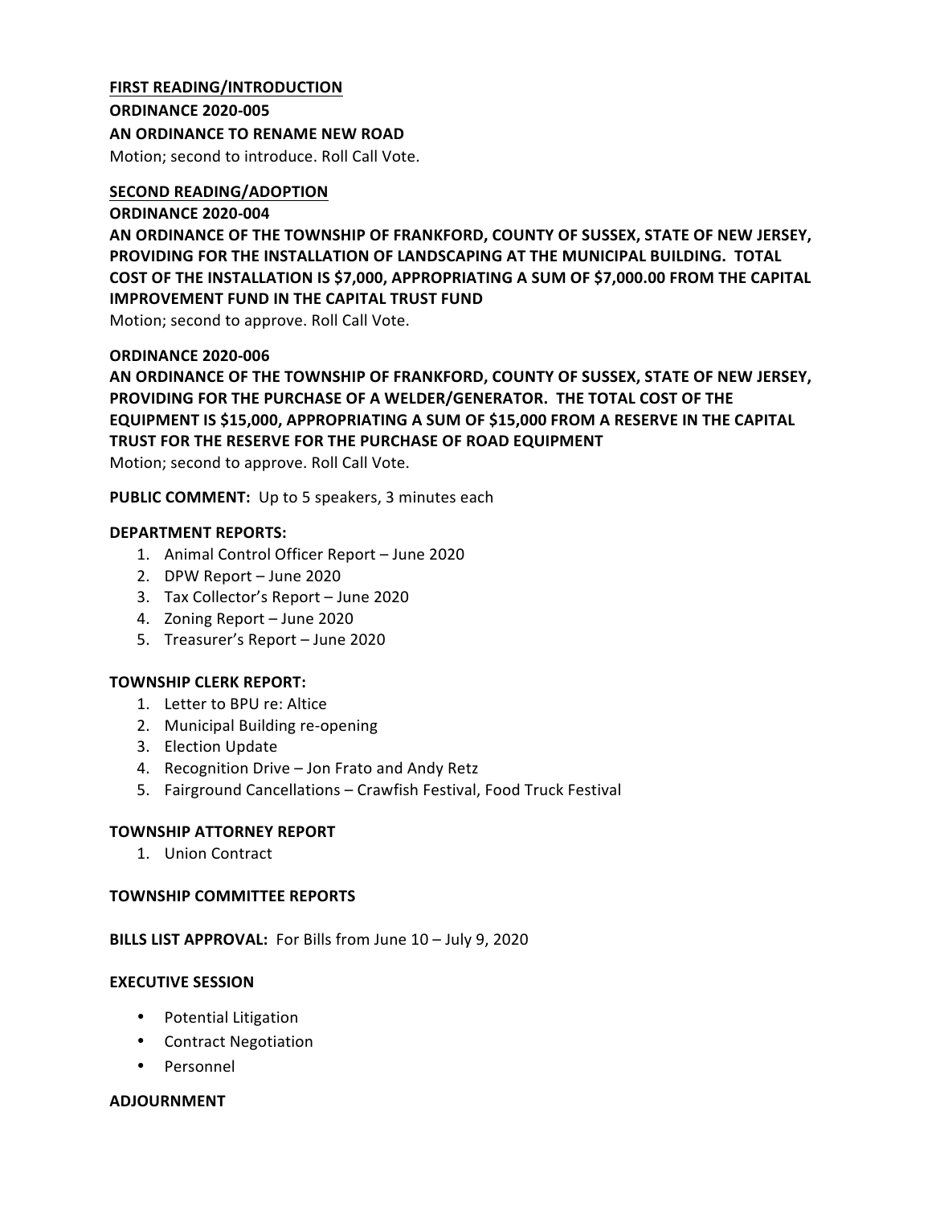**<u>FIRST READING/INTRODUCTION</u>**

**ORDINANCE 2020-005**

**AN ORDINANCE TO RENAME NEW ROAD**

Motion; second to introduce. Roll Call Vote.

**<u>SECOND READING/ADOPTION</u>**

**ORDINANCE 2020-004**

**AN ORDINANCE OF THE TOWNSHIP OF FRANKFORD, COUNTY OF SUSSEX, STATE OF NEW JERSEY, PROVIDING FOR THE INSTALLATION OF LANDSCAPING AT THE MUNICIPAL BUILDING. TOTAL COST OF THE INSTALLATION IS $7,000, APPROPRIATING A SUM OF $7,000.00 FROM THE CAPITAL IMPROVEMENT FUND IN THE CAPITAL TRUST FUND**

Motion; second to approve. Roll Call Vote.

**ORDINANCE 2020-006**

**AN ORDINANCE OF THE TOWNSHIP OF FRANKFORD, COUNTY OF SUSSEX, STATE OF NEW JERSEY, PROVIDING FOR THE PURCHASE OF A WELDER/GENERATOR. THE TOTAL COST OF THE EQUIPMENT IS $15,000, APPROPRIATING A SUM OF $15,000 FROM A RESERVE IN THE CAPITAL TRUST FOR THE RESERVE FOR THE PURCHASE OF ROAD EQUIPMENT**

Motion; second to approve. Roll Call Vote.

**PUBLIC COMMENT:** Up to 5 speakers, 3 minutes each

**DEPARTMENT REPORTS:**

1. Animal Control Officer Report – June 2020
2. DPW Report – June 2020
3. Tax Collector's Report – June 2020
4. Zoning Report – June 2020
5. Treasurer's Report – June 2020

**TOWNSHIP CLERK REPORT:**

1. Letter to BPU re: Altice
2. Municipal Building re-opening
3. Election Update
4. Recognition Drive – Jon Frato and Andy Retz
5. Fairground Cancellations – Crawfish Festival, Food Truck Festival

**TOWNSHIP ATTORNEY REPORT**

1. Union Contract

**TOWNSHIP COMMITTEE REPORTS**

**BILLS LIST APPROVAL:** For Bills from June 10 – July 9, 2020

**EXECUTIVE SESSION**

- Potential Litigation
- Contract Negotiation
- Personnel

**ADJOURNMENT**